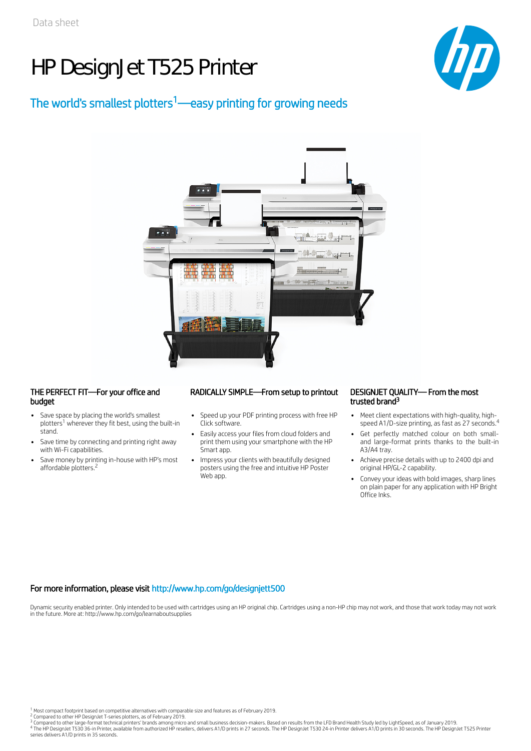Data sheet

# HP DesignJet T525 Printer

## The world's smallest plotters[1]—easy printing for growing needs

### THE PERFECT FIT—For your office and budget

- Save space by placing the world's smallest plotters[1] wherever they fit best, using the built-in stand.
- Save time by connecting and printing right away with Wi-Fi capabilities.
- Save money by printing in-house with HP's most affordable plotters.[2]

### RADICALLY SIMPLE—From setup to printout

- Speed up your PDF printing process with free HP Click software.
- Easily access your files from cloud folders and print them using your smartphone with the HP Smart app.
- Impress your clients with beautifully designed posters using the free and intuitive HP Poster Web app.

### DESIGNJET QUALITY— From the most trusted brand[3]

- Meet client expectations with high-quality, high-speed A1/D-size printing, as fast as 27 seconds.[4]
- Get perfectly matched colour on both small- and large-format prints thanks to the built-in A3/A4 tray.
- Achieve precise details with up to 2400 dpi and original HP/GL-2 capability.
- Convey your ideas with bold images, sharp lines on plain paper for any application with HP Bright Office Inks.

**For more information, please visit http://www.hp.com/go/designjett500**

Dynamic security enabled printer. Only intended to be used with cartridges using an HP original chip. Cartridges using a non-HP chip may not work, and those that work today may not work in the future. More at: http://www.hp.com/go/learnaboutsupplies

[1] Most compact footprint based on competitive alternatives with comparable size and features as of February 2019.
[2] Compared to other HP DesignJet T-series plotters, as of February 2019.
[3] Compared to other large-format technical printers' brands among micro and small business decision-makers. Based on results from the LFD Brand Health Study led by LightSpeed, as of January 2019.
[4] The HP DesignJet T530 36-in Printer, available from authorized HP resellers, delivers A1/D prints in 27 seconds. The HP DesignJet T530 24-in Printer delivers A1/D prints in 30 seconds. The HP DesignJet T525 Printer series delivers A1/D prints in 35 seconds.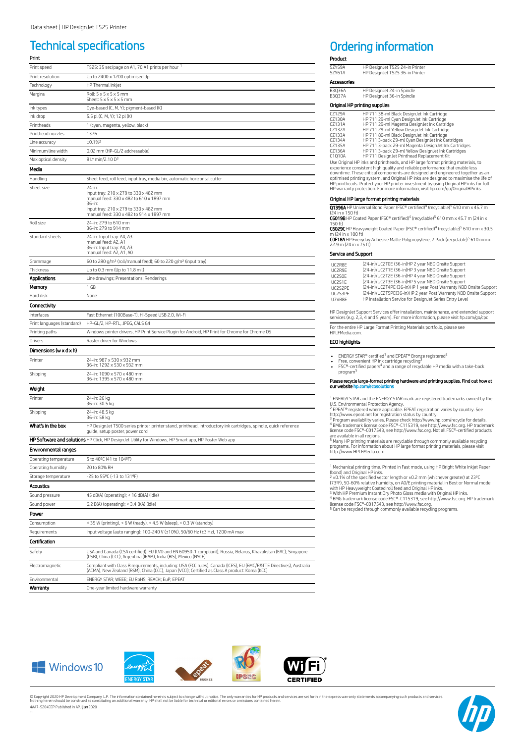# Technical specifications

## Print

| | |
|---|---|
| Print speed | T525: 35 sec/page on A1, 70 A1 prints per hour [1] |
| Print resolution | Up to 2400 x 1200 optimised dpi |
| Technology | HP Thermal Inkjet |
| Margins | Roll: 5 x 5 x 5 x 5 mm<br>Sheet: 5 x 5 x 5 x 5 mm |
| Ink types | Dye-based (C, M, Y); pigment-based (K) |
| Ink drop | 5.5 pl (C, M, Y); 12 pl (K) |
| Printheads | 1 (cyan, magenta, yellow, black) |
| Printhead nozzles | 1376 |
| Line accuracy | ±0.1%[2] |
| Minimum line width | 0.02 mm (HP-GL/2 addressable) |
| Max optical density | 8 L* min/2.10 D[3] |

## Media

| | |
|---|---|
| Handling | Sheet feed, roll feed, input tray, media bin, automatic horizontal cutter |
| Sheet size | 24-in:<br>Input tray: 210 x 279 to 330 x 482 mm<br>manual feed: 330 x 482 to 610 x 1897 mm<br>36-in:<br>Input tray: 210 x 279 to 330 x 482 mm<br>manual feed: 330 x 482 to 914 x 1897 mm |
| Roll size | 24-in: 279 to 610 mm<br>36-in: 279 to 914 mm |
| Standard sheets | 24-in: Input tray: A4, A3<br>manual feed: A2, A1<br>36-in: Input tray: A4, A3<br>manual feed: A2, A1, A0 |
| Grammage | 60 to 280 g/m² (roll/manual feed); 60 to 220 g/m² (input tray) |
| Thickness | Up to 0.3 mm (Up to 11.8 mil) |

| | |
|---|---|
| **Applications** | Line drawings; Presentations; Renderings |
| **Memory** | 1 GB |
| Hard disk | None |

## Connectivity

| | |
|---|---|
| Interfaces | Fast Ethernet (100Base-T), Hi-Speed USB 2.0, Wi-Fi |
| Print languages (standard) | HP-GL/2, HP-RTL, JPEG, CALS G4 |
| Printing paths | Windows printer drivers, HP Print Service Plugin for Android, HP Print for Chrome OS |
| Drivers | Raster driver for Windows |

## Dimensions (w x d x h)

| | |
|---|---|
| Printer | 24-in: 987 x 530 x 932 mm<br>36-in: 1292 x 530 x 932 mm |
| Shipping | 24-in: 1090 x 570 x 480 mm<br>36-in: 1395 x 570 x 480 mm |

## Weight

| | |
|---|---|
| Printer | 24-in: 26 kg<br>36-in: 30.5 kg |
| Shipping | 24-in: 48.5 kg<br>36-in: 58 kg |

| | |
|---|---|
| **What's in the box** | HP DesignJet T500 series printer, printer stand, printhead, introductory ink cartridges, spindle, quick reference guide, setup poster, power cord |
| **HP Software and solutions** | HP Click, HP DesignJet Utility for Windows, HP Smart app, HP Poster Web app |

## Environmental ranges

| | |
|---|---|
| Operating temperature | 5 to 40ºC (41 to 104ºF) |
| Operating humidity | 20 to 80% RH |
| Storage temperature | -25 to 55ºC (-13 to 131ºF) |

## Acoustics

| | |
|---|---|
| Sound pressure | 45 dB(A) (operating); < 16 dB(A) (idle) |
| Sound power | 6.2 B(A) (operating); < 3.4 B(A) (idle) |

## Power

| | |
|---|---|
| Consumption | < 35 W (printing), < 6 W (ready), < 4.5 W (sleep), < 0.3 W (standby) |
| Requirements | Input voltage (auto ranging): 100-240 V (±10%), 50/60 Hz (±3 Hz), 1200 mA max |

## Certification

| | |
|---|---|
| Safety | USA and Canada (CSA certified); EU (LVD and EN 60950-1 compliant); Russia, Belarus, Khazakstan (EAC); Singapore (PSB); China (CCC); Argentina (IRAM); India (BIS); Mexico (NYCE) |
| Electromagnetic | Compliant with Class B requirements, including: USA (FCC rules), Canada (ICES), EU (EMC/R&TTE Directives), Australia (ACMA), New Zealand (RSM), China (CCC), Japan (VCCI); Certified as Class A product: Korea (KCC) |
| Environmental | ENERGY STAR; WEEE; EU RoHS; REACH; EuP; EPEAT |
| **Warranty** | One-year limited hardware warranty |

# Ordering information

## Product

| | |
|---|---|
| 5ZY59A | HP DesignJet T525 24-in Printer |
| 5ZY61A | HP DesignJet T525 36-in Printer |

## Accessories

| | |
|---|---|
| B3Q36A | HP DesignJet 24-in Spindle |
| B3Q37A | HP DesignJet 36-in Spindle |

## Original HP printing supplies

| | |
|---|---|
| CZ129A | HP 711 38-ml Black DesignJet Ink Cartridge |
| CZ130A | HP 711 29-ml Cyan DesignJet Ink Cartridge |
| CZ131A | HP 711 29-ml Magenta DesignJet Ink Cartridge |
| CZ132A | HP 711 29-ml Yellow DesignJet Ink Cartridge |
| CZ133A | HP 711 80-ml Black DesignJet Ink Cartridge |
| CZ134A | HP 711 3-pack 29-ml Cyan DesignJet Ink Cartridges |
| CZ135A | HP 711 3-pack 29-ml Magenta DesignJet Ink Cartridges |
| CZ136A | HP 711 3-pack 29-ml Yellow DesignJet Ink Cartridges |
| C1Q10A | HP 711 DesignJet Printhead Replacement Kit |

Use Original HP inks and printheads, and HP large format printing materials, to experience consistent high quality and reliable performance that enable less downtime. These critical components are designed and engineered together as an optimised printing system, and Original HP inks are designed to maximise the life of HP printheads. Protect your HP printer investment by using Original HP inks for full HP warranty protection. For more information, visit hp.com/go/OriginalHPinks.

## Original HP large format printing materials

**Q1396A** HP Universal Bond Paper (FSC® certified)[4] (recyclable)[5] 610 mm x 45.7 m (24 in x 150 ft)
**C6019B** HP Coated Paper (FSC® certified)[4] (recyclable)[5] 610 mm x 45.7 m (24 in x 150 ft)
**C6029C** HP Heavyweight Coated Paper (FSC® certified)[4] (recyclable)[5] 610 mm x 30.5 m (24 in x 100 ft)
**C0F18A** HP Everyday Adhesive Matte Polypropylene, 2 Pack (recyclable)[5] 610 mm x 22.9 m (24 in x 75 ft)

## Service and Support

| | |
|---|---|
| UC2R8E | (24-in)/UC2T0E (36-in)HP 2 year NBD Onsite Support |
| UC2R9E | (24-in)/UC2T1E (36-in)HP 3 year NBD Onsite Support |
| UC2S0E | (24-in)/UC2T2E (36-in)HP 4 year NBD Onsite Support |
| UC2S1E | (24-in)/UC2T3E (36-in)HP 5 year NBD Onsite Support |
| UC2S2PE | (24-in)/UC2T4PE (36-in)HP 1 year Post Warranty NBD Onsite Support |
| UC2S3PE | (24-in)/UC2T5PE(36-in)HP 2 year Post Warranty NBD Onsite Support |
| U7VB8E | HP Installation Service for DesignJet Series Entry Level |

HP DesignJet Support Services offer installation, maintenance, and extended support services (e.g. 2,3, 4 and 5 years). For more information, please visit hp.com/go/cpc

For the entire HP Large Format Printing Materials portfolio, please see HPLFMedia.com.

## ECO highlights

- ENERGY STAR® certified[1] and EPEAT® Bronze registered[2]
- Free, convenient HP ink cartridge recycling[3]
- FSC®-certified papers[4] and a range of recyclable HP media with a take-back program[5]

**Please recycle large-format printing hardware and printing supplies. Find out how at our website hp.com/ecosolutions**

[1] ENERGY STAR and the ENERGY STAR mark are registered trademarks owned by the U.S. Environmental Protection Agency.
[2] EPEAT® registered where applicable. EPEAT registration varies by country. See http://www.epeat.net for registration status by country.
[3] Program availability varies. Please check http://www.hp.com/recycle for details.
[4] BMG trademark license code FSC®-C115319, see http://www.fsc.org. HP trademark license code FSC®-C017543, see http://www.fsc.org. Not all FSC®-certified products are available in all regions.
[5] Many HP printing materials are recyclable through commonly available recycling programs. For information about HP large format printing materials, please visit http://www.HPLFMedia.com.

[1] Mechanical printing time. Printed in Fast mode, using HP Bright White Inkjet Paper (bond) and Original HP inks.
[2] ±0.1% of the specified vector length or ±0.2 mm (whichever greater) at 23ºC (73ºF), 50-60% relative humidity, on A0/E printing material in Best or Normal mode with HP Heavyweight Coated roll feed and Original HP inks.
[3] With HP Premium Instant Dry Photo Gloss media with Original HP inks.
[4] BMG trademark license code FSC®-C115319, see http://www.fsc.org. HP trademark license code FSC®-C017543, see http://www.fsc.org.
[5] Can be recycled through commonly available recycling programs.

Windows 10 | ENERGY STAR | epeat BRONZE | IPv6 IPSEC | WiFi CERTIFIED

© Copyright 2020 HP Development Company, L.P. The information contained herein is subject to change without notice. The only warranties for HP products and services are set forth in the express warranty statements accompanying such products and services. Nothing herein should be construed as constituting an additional warranty. HP shall not be liable for technical or editorial errors or omissions contained herein.

4AA7-5204EEP Published in APJ Jan 2020